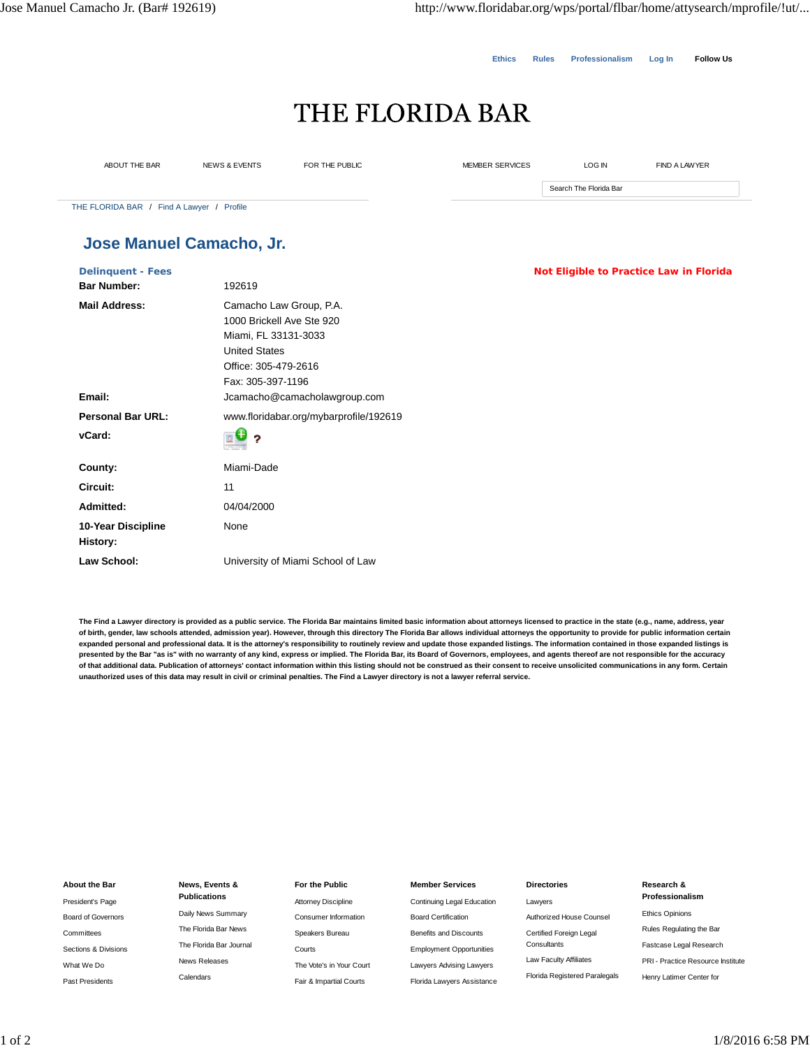Ethics | Rules | Professionalism | Log In | Follow Us

# THE FLORIDA BAR

ABOUT THE BAR | NEWS & EVENTS | FOR THE PUBLIC | MEMBER SERVICES | LOG IN | FIND A LAWYER

Search The Florida Bar

THE FLORIDA BAR / Find A Lawyer / Profile

## Jose Manuel Camacho, Jr.

**Delinquent - Fees**

**Not Eligible to Practice Law in Florida**

| | |
|---|---|
| **Bar Number:** | 192619 |
| **Mail Address:** | Camacho Law Group, P.A.<br>1000 Brickell Ave Ste 920<br>Miami, FL 33131-3033<br>United States<br>Office: 305-479-2616<br>Fax: 305-397-1196 |
| **Email:** | Jcamacho@camacholawgroup.com |
| **Personal Bar URL:** | www.floridabar.org/mybarprofile/192619 |
| **vCard:** | ? |
| **County:** | Miami-Dade |
| **Circuit:** | 11 |
| **Admitted:** | 04/04/2000 |
| **10-Year Discipline History:** | None |
| **Law School:** | University of Miami School of Law |

**The Find a Lawyer directory is provided as a public service. The Florida Bar maintains limited basic information about attorneys licensed to practice in the state (e.g., name, address, year of birth, gender, law schools attended, admission year). However, through this directory The Florida Bar allows individual attorneys the opportunity to provide for public information certain expanded personal and professional data. It is the attorney's responsibility to routinely review and update those expanded listings. The information contained in those expanded listings is presented by the Bar "as is" with no warranty of any kind, express or implied. The Florida Bar, its Board of Governors, employees, and agents thereof are not responsible for the accuracy of that additional data. Publication of attorneys' contact information within this listing should not be construed as their consent to receive unsolicited communications in any form. Certain unauthorized uses of this data may result in civil or criminal penalties. The Find a Lawyer directory is not a lawyer referral service.**

**About the Bar**
- President's Page
- Board of Governors
- Committees
- Sections & Divisions
- What We Do
- Past Presidents

**News, Events & Publications**
- Daily News Summary
- The Florida Bar News
- The Florida Bar Journal
- News Releases
- Calendars

**For the Public**
- Attorney Discipline
- Consumer Information
- Speakers Bureau
- Courts
- The Vote's in Your Court
- Fair & Impartial Courts

**Member Services**
- Continuing Legal Education
- Board Certification
- Benefits and Discounts
- Employment Opportunities
- Lawyers Advising Lawyers
- Florida Lawyers Assistance

**Directories**
- Lawyers
- Authorized House Counsel
- Certified Foreign Legal Consultants
- Law Faculty Affiliates
- Florida Registered Paralegals

**Research & Professionalism**
- Ethics Opinions
- Rules Regulating the Bar
- Fastcase Legal Research
- PRI - Practice Resource Institute
- Henry Latimer Center for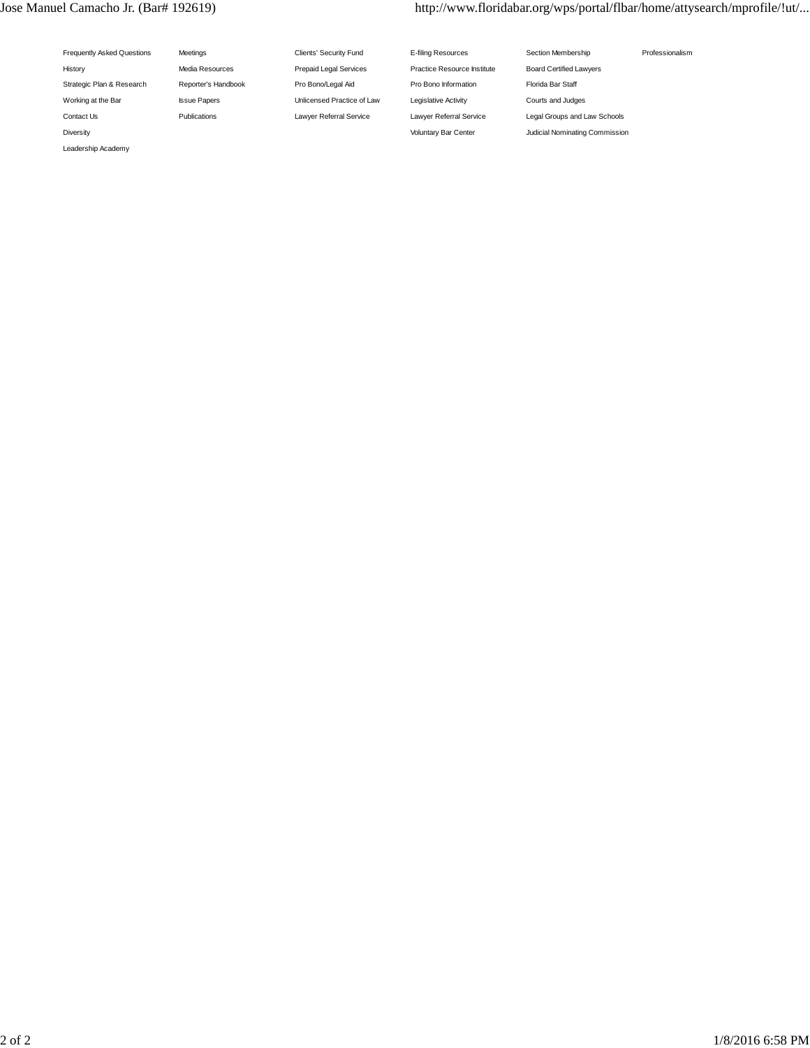| | | | | | |
|---|---|---|---|---|---|
| Frequently Asked Questions | Meetings | Clients' Security Fund | E-filing Resources | Section Membership | Professionalism |
| History | Media Resources | Prepaid Legal Services | Practice Resource Institute | Board Certified Lawyers | |
| Strategic Plan & Research | Reporter's Handbook | Pro Bono/Legal Aid | Pro Bono Information | Florida Bar Staff | |
| Working at the Bar | Issue Papers | Unlicensed Practice of Law | Legislative Activity | Courts and Judges | |
| Contact Us | Publications | Lawyer Referral Service | Lawyer Referral Service | Legal Groups and Law Schools | |
| Diversity | | | Voluntary Bar Center | Judicial Nominating Commission | |
| Leadership Academy | | | | | |